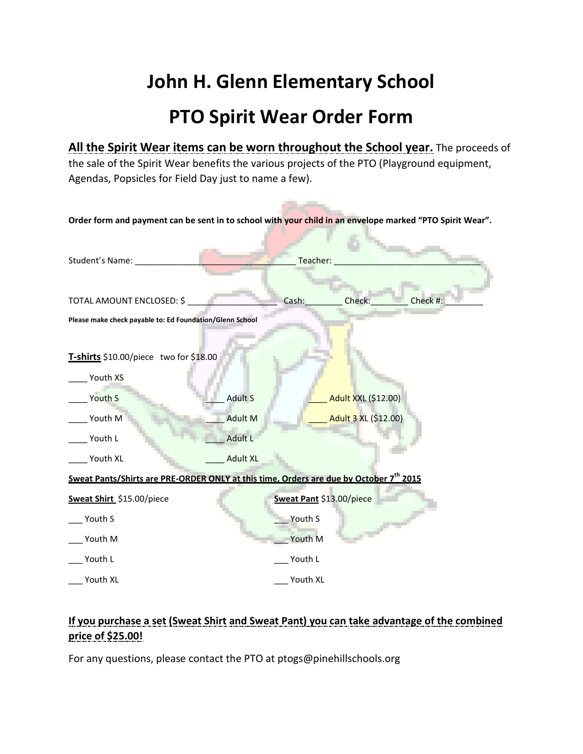# John H. Glenn Elementary School

# PTO Spirit Wear Order Form

**All the Spirit Wear items can be worn throughout the School year.** The proceeds of the sale of the Spirit Wear benefits the various projects of the PTO (Playground equipment, Agendas, Popsicles for Field Day just to name a few).

**Order form and payment can be sent in to school with your child in an envelope marked "PTO Spirit Wear".**

Student's Name: ________________________________ Teacher: ______________________________

TOTAL AMOUNT ENCLOSED: $ __________________ Cash:________ Check:________ Check #: ________

**Please make check payable to: Ed Foundation/Glenn School**

**T-shirts** $10.00/piece two for $18.00

____ Youth XS

____ Youth S

____ Youth M

____ Youth L

____ Youth XL

____ Adult S

____ Adult M

____ Adult L

____ Adult XL

____ Adult XXL ($12.00)

____ Adult 3 XL ($12.00)

**Sweat Pants/Shirts are PRE-ORDER ONLY at this time, Orders are due by October 7th 2015**

**Sweat Shirt** $15.00/piece

___ Youth S

___ Youth M

___ Youth L

___ Youth XL

**Sweat Pant** $13.00/piece

___ Youth S

___ Youth M

___ Youth L

___ Youth XL

**If you purchase a set (Sweat Shirt and Sweat Pant) you can take advantage of the combined price of $25.00!**

For any questions, please contact the PTO at ptogs@pinehillschools.org